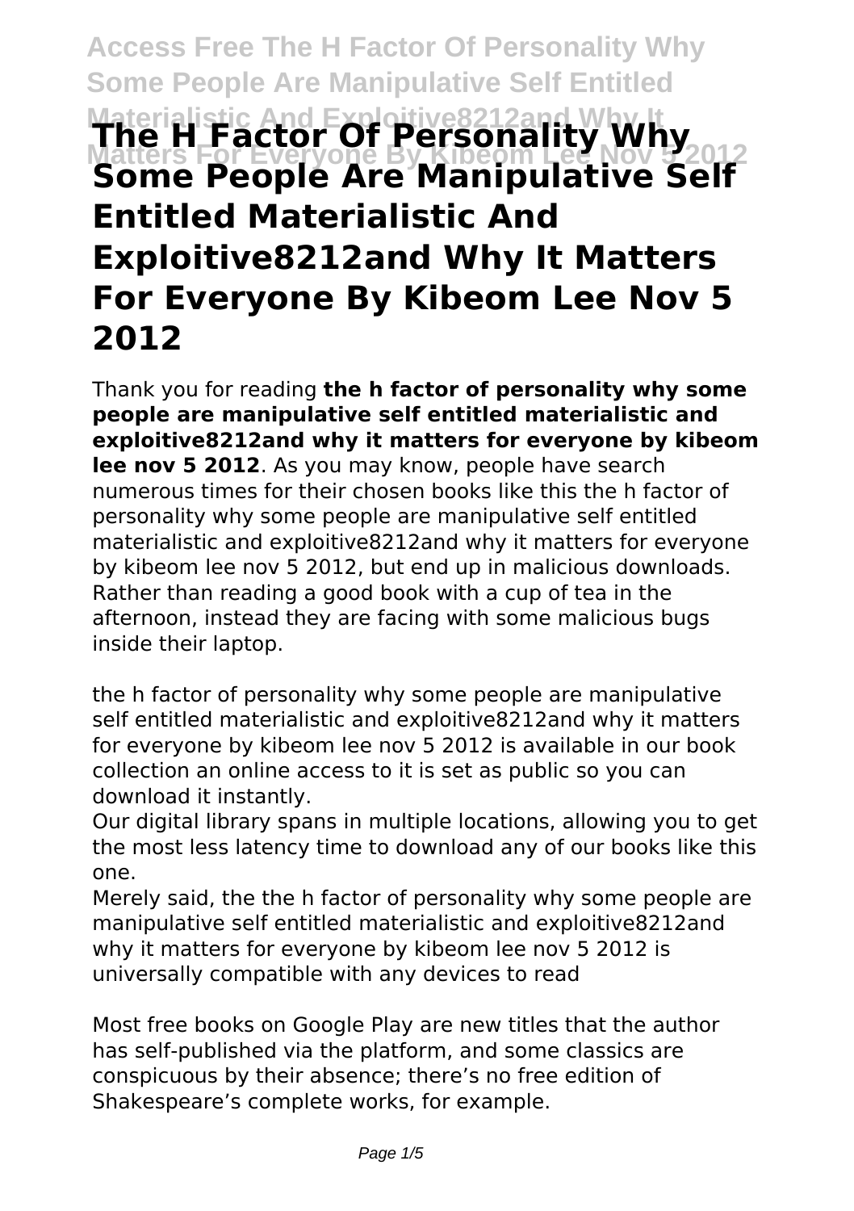# The H Factor Of Personality Why Some People Are Manipulative Self Entitled Materialistic And Exploitive8212and Why It Matters For Everyone By Kibeom Lee Nov 5 2012

Thank you for reading **the h factor of personality why some people are manipulative self entitled materialistic and exploitive8212and why it matters for everyone by kibeom lee nov 5 2012**. As you may know, people have search numerous times for their chosen books like this the h factor of personality why some people are manipulative self entitled materialistic and exploitive8212and why it matters for everyone by kibeom lee nov 5 2012, but end up in malicious downloads. Rather than reading a good book with a cup of tea in the afternoon, instead they are facing with some malicious bugs inside their laptop.

the h factor of personality why some people are manipulative self entitled materialistic and exploitive8212and why it matters for everyone by kibeom lee nov 5 2012 is available in our book collection an online access to it is set as public so you can download it instantly.

Our digital library spans in multiple locations, allowing you to get the most less latency time to download any of our books like this one.

Merely said, the the h factor of personality why some people are manipulative self entitled materialistic and exploitive8212and why it matters for everyone by kibeom lee nov 5 2012 is universally compatible with any devices to read

Most free books on Google Play are new titles that the author has self-published via the platform, and some classics are conspicuous by their absence; there's no free edition of Shakespeare's complete works, for example.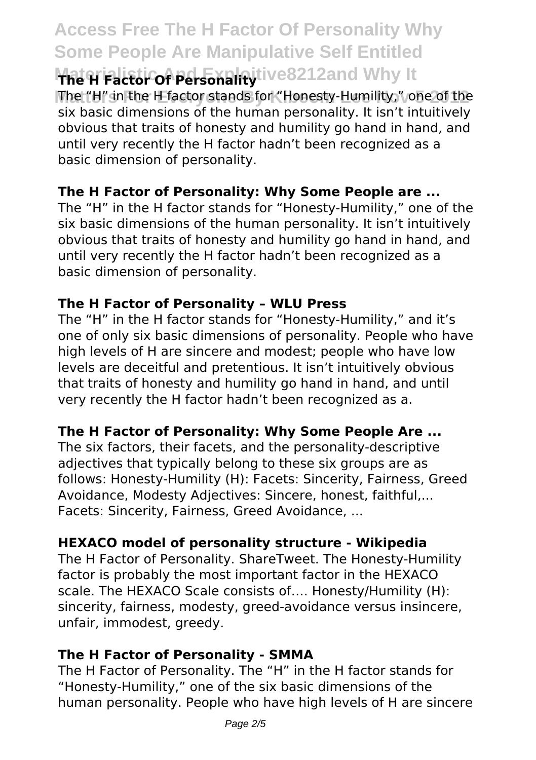### The H Factor Of Personality

The "H" in the H factor stands for "Honesty-Humility," one of the six basic dimensions of the human personality. It isn't intuitively obvious that traits of honesty and humility go hand in hand, and until very recently the H factor hadn't been recognized as a basic dimension of personality.

### The H Factor of Personality: Why Some People are ...

The "H" in the H factor stands for "Honesty-Humility," one of the six basic dimensions of the human personality. It isn't intuitively obvious that traits of honesty and humility go hand in hand, and until very recently the H factor hadn't been recognized as a basic dimension of personality.

### The H Factor of Personality – WLU Press

The "H" in the H factor stands for "Honesty-Humility," and it's one of only six basic dimensions of personality. People who have high levels of H are sincere and modest; people who have low levels are deceitful and pretentious. It isn't intuitively obvious that traits of honesty and humility go hand in hand, and until very recently the H factor hadn't been recognized as a.

### The H Factor of Personality: Why Some People Are ...

The six factors, their facets, and the personality-descriptive adjectives that typically belong to these six groups are as follows: Honesty-Humility (H): Facets: Sincerity, Fairness, Greed Avoidance, Modesty Adjectives: Sincere, honest, faithful,... Facets: Sincerity, Fairness, Greed Avoidance, ...

### HEXACO model of personality structure - Wikipedia

The H Factor of Personality. ShareTweet. The Honesty-Humility factor is probably the most important factor in the HEXACO scale. The HEXACO Scale consists of…. Honesty/Humility (H): sincerity, fairness, modesty, greed-avoidance versus insincere, unfair, immodest, greedy.

### The H Factor of Personality - SMMA

The H Factor of Personality. The "H" in the H factor stands for "Honesty-Humility," one of the six basic dimensions of the human personality. People who have high levels of H are sincere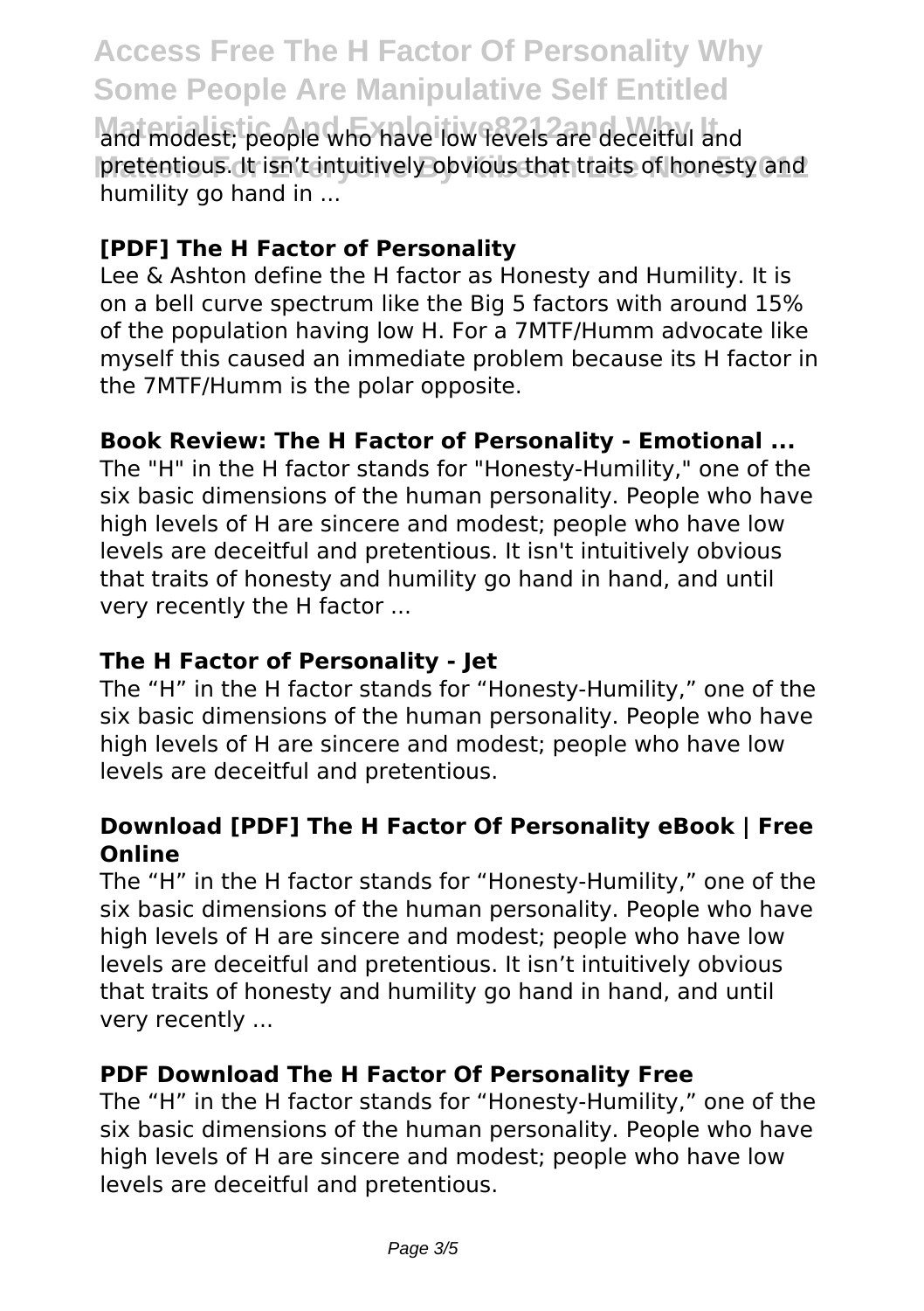and modest; people who have low levels are deceitful and pretentious. It isn't intuitively obvious that traits of honesty and humility go hand in ...

### [PDF] The H Factor of Personality

Lee & Ashton define the H factor as Honesty and Humility. It is on a bell curve spectrum like the Big 5 factors with around 15% of the population having low H. For a 7MTF/Humm advocate like myself this caused an immediate problem because its H factor in the 7MTF/Humm is the polar opposite.

### Book Review: The H Factor of Personality - Emotional ...

The "H" in the H factor stands for "Honesty-Humility," one of the six basic dimensions of the human personality. People who have high levels of H are sincere and modest; people who have low levels are deceitful and pretentious. It isn't intuitively obvious that traits of honesty and humility go hand in hand, and until very recently the H factor ...

### The H Factor of Personality - Jet

The "H" in the H factor stands for "Honesty-Humility," one of the six basic dimensions of the human personality. People who have high levels of H are sincere and modest; people who have low levels are deceitful and pretentious.

### Download [PDF] The H Factor Of Personality eBook | Free Online

The "H" in the H factor stands for "Honesty-Humility," one of the six basic dimensions of the human personality. People who have high levels of H are sincere and modest; people who have low levels are deceitful and pretentious. It isn't intuitively obvious that traits of honesty and humility go hand in hand, and until very recently ...

### PDF Download The H Factor Of Personality Free

The "H" in the H factor stands for "Honesty-Humility," one of the six basic dimensions of the human personality. People who have high levels of H are sincere and modest; people who have low levels are deceitful and pretentious.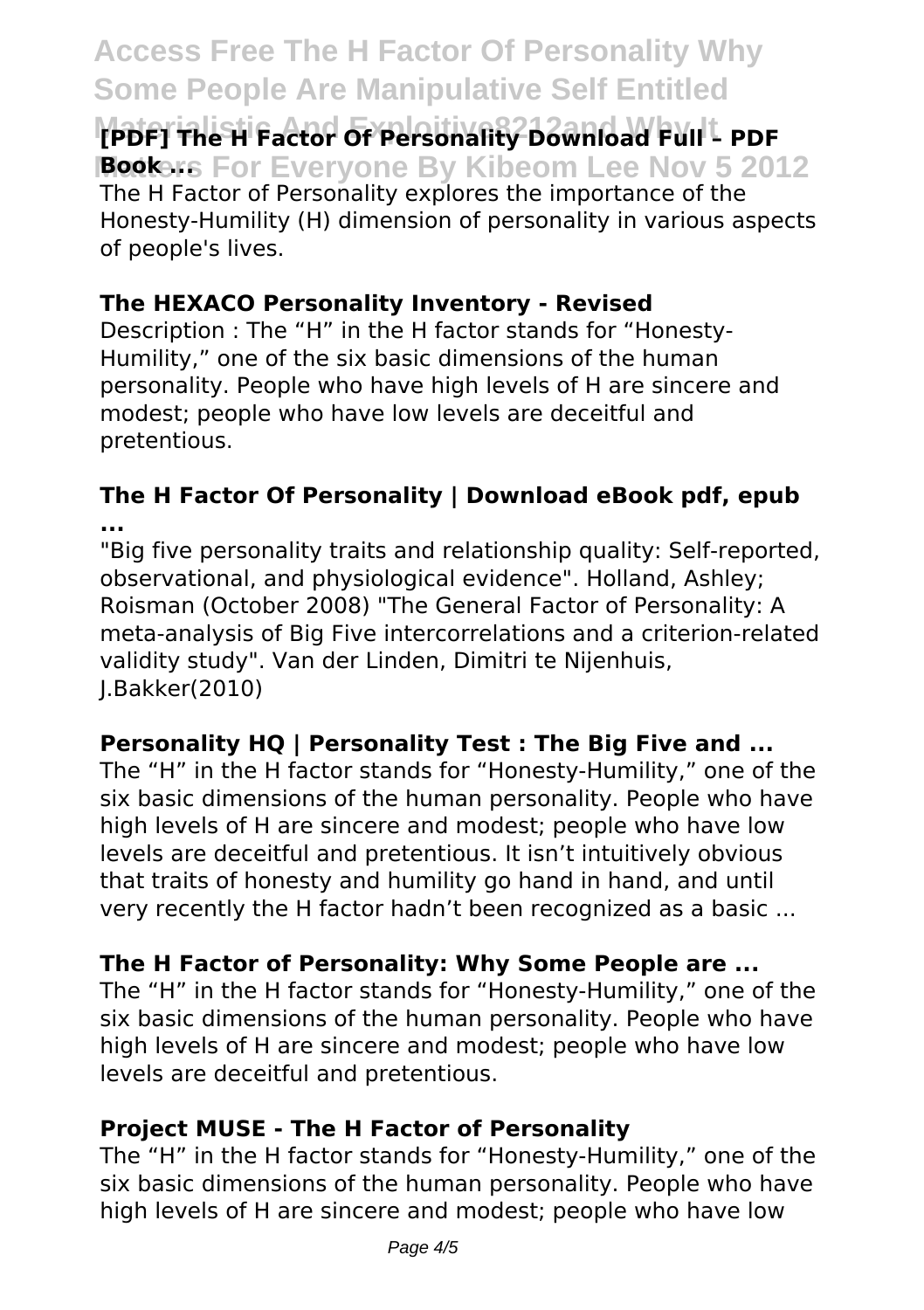**[PDF] The H Factor Of Personality Download Full – PDF Book ...**

The H Factor of Personality explores the importance of the Honesty-Humility (H) dimension of personality in various aspects of people's lives.

**The HEXACO Personality Inventory - Revised**

Description : The "H" in the H factor stands for "Honesty-Humility," one of the six basic dimensions of the human personality. People who have high levels of H are sincere and modest; people who have low levels are deceitful and pretentious.

**The H Factor Of Personality | Download eBook pdf, epub ...**

"Big five personality traits and relationship quality: Self-reported, observational, and physiological evidence". Holland, Ashley; Roisman (October 2008) "The General Factor of Personality: A meta-analysis of Big Five intercorrelations and a criterion-related validity study". Van der Linden, Dimitri te Nijenhuis, J.Bakker(2010)

**Personality HQ | Personality Test : The Big Five and ...**

The "H" in the H factor stands for "Honesty-Humility," one of the six basic dimensions of the human personality. People who have high levels of H are sincere and modest; people who have low levels are deceitful and pretentious. It isn't intuitively obvious that traits of honesty and humility go hand in hand, and until very recently the H factor hadn't been recognized as a basic ...

**The H Factor of Personality: Why Some People are ...**

The "H" in the H factor stands for "Honesty-Humility," one of the six basic dimensions of the human personality. People who have high levels of H are sincere and modest; people who have low levels are deceitful and pretentious.

**Project MUSE - The H Factor of Personality**

The "H" in the H factor stands for "Honesty-Humility," one of the six basic dimensions of the human personality. People who have high levels of H are sincere and modest; people who have low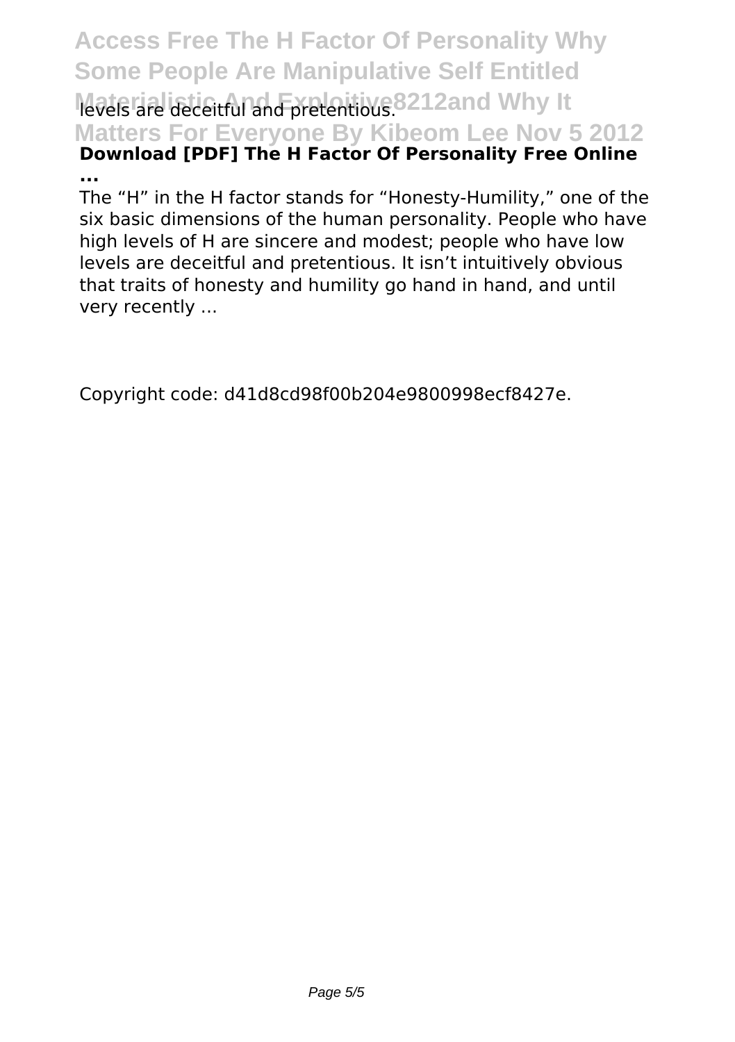levels are deceitful and pretentious.

**Download [PDF] The H Factor Of Personality Free Online ...**

The “H” in the H factor stands for “Honesty-Humility,” one of the six basic dimensions of the human personality. People who have high levels of H are sincere and modest; people who have low levels are deceitful and pretentious. It isn’t intuitively obvious that traits of honesty and humility go hand in hand, and until very recently ...

Copyright code: d41d8cd98f00b204e9800998ecf8427e.